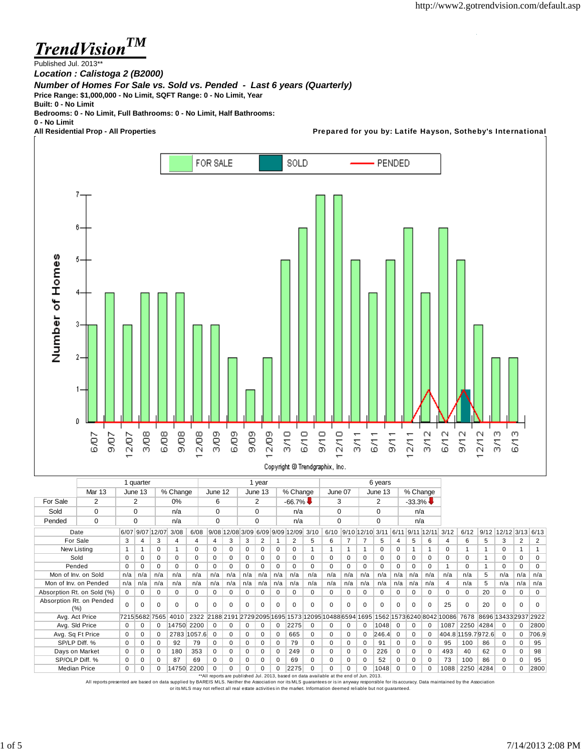# TrendVision™

Published Jul. 2013**

***Location : Calistoga 2 (B2000)***

***Number of Homes For Sale vs. Sold vs. Pended - Last 6 years (Quarterly)***

**Price Range: $1,000,000 - No Limit, SQFT Range: 0 - No Limit, Year Built: 0 - No Limit**

**Bedrooms: 0 - No Limit, Full Bathrooms: 0 - No Limit, Half Bathrooms: 0 - No Limit**

**All Residential Prop - All Properties**

**Prepared for you by: Latife Hayson, Sotheby's International**

Copyright © Trendgraphix, Inc.

| | 1 quarter | | | 1 year | | | 6 years | | |
|---|---|---|---|---|---|---|---|---|---|
| | Mar 13 | June 13 | % Change | June 12 | June 13 | % Change | June 07 | June 13 | % Change |
| For Sale | 2 | 2 | 0% | 6 | 2 | -66.7% ↓ | 3 | 2 | -33.3% ↓ |
| Sold | 0 | 0 | n/a | 0 | 0 | n/a | 0 | 0 | n/a |
| Pended | 0 | 0 | n/a | 0 | 0 | n/a | 0 | 0 | n/a |

| Date | 6/07 | 9/07 | 12/07 | 3/08 | 6/08 | 9/08 | 12/08 | 3/09 | 6/09 | 9/09 | 12/09 | 3/10 | 6/10 | 9/10 | 12/10 | 3/11 | 6/11 | 9/11 | 12/11 | 3/12 | 6/12 | 9/12 | 12/12 | 3/13 | 6/13 |
|---|---|---|---|---|---|---|---|---|---|---|---|---|---|---|---|---|---|---|---|---|---|---|---|---|---|
| For Sale | 3 | 4 | 3 | 4 | 4 | 4 | 3 | 3 | 2 | 1 | 2 | 5 | 6 | 7 | 7 | 5 | 4 | 5 | 6 | 4 | 6 | 5 | 3 | 2 | 2 |
| New Listing | 1 | 1 | 0 | 1 | 0 | 0 | 0 | 0 | 0 | 0 | 0 | 1 | 1 | 1 | 1 | 0 | 0 | 1 | 1 | 0 | 1 | 1 | 0 | 1 | 1 |
| Sold | 0 | 0 | 0 | 0 | 0 | 0 | 0 | 0 | 0 | 0 | 0 | 0 | 0 | 0 | 0 | 0 | 0 | 0 | 0 | 0 | 0 | 1 | 0 | 0 | 0 |
| Pended | 0 | 0 | 0 | 0 | 0 | 0 | 0 | 0 | 0 | 0 | 0 | 0 | 0 | 0 | 0 | 0 | 0 | 0 | 0 | 1 | 0 | 1 | 0 | 0 | 0 |
| Mon of Inv. on Sold | n/a | n/a | n/a | n/a | n/a | n/a | n/a | n/a | n/a | n/a | n/a | n/a | n/a | n/a | n/a | n/a | n/a | n/a | n/a | n/a | n/a | 5 | n/a | n/a | n/a |
| Mon of Inv. on Pended | n/a | n/a | n/a | n/a | n/a | n/a | n/a | n/a | n/a | n/a | n/a | n/a | n/a | n/a | n/a | n/a | n/a | n/a | n/a | 4 | n/a | 5 | n/a | n/a | n/a |
| Absorption Rt. on Sold (%) | 0 | 0 | 0 | 0 | 0 | 0 | 0 | 0 | 0 | 0 | 0 | 0 | 0 | 0 | 0 | 0 | 0 | 0 | 0 | 0 | 0 | 20 | 0 | 0 | 0 |
| Absorption Rt. on Pended (%) | 0 | 0 | 0 | 0 | 0 | 0 | 0 | 0 | 0 | 0 | 0 | 0 | 0 | 0 | 0 | 0 | 0 | 0 | 0 | 25 | 0 | 20 | 0 | 0 | 0 |
| Avg. Act Price | 7215 | 5682 | 7565 | 4010 | 2322 | 2188 | 2191 | 2729 | 2095 | 1695 | 1573 | 12095 | 10488 | 6594 | 1695 | 1562 | 1573 | 6240 | 8042 | 10086 | 7678 | 8696 | 13433 | 2937 | 2922 |
| Avg. Sld Price | 0 | 0 | 0 | 14750 | 2200 | 0 | 0 | 0 | 0 | 0 | 2275 | 0 | 0 | 0 | 0 | 1048 | 0 | 0 | 0 | 1087 | 2250 | 4284 | 0 | 0 | 2800 |
| Avg. Sq Ft Price | 0 | 0 | 0 | 2783 | 1057.6 | 0 | 0 | 0 | 0 | 0 | 665 | 0 | 0 | 0 | 0 | 246.4 | 0 | 0 | 0 | 404.8 | 1159.7 | 972.6 | 0 | 0 | 706.9 |
| SP/LP Diff. % | 0 | 0 | 0 | 92 | 79 | 0 | 0 | 0 | 0 | 0 | 79 | 0 | 0 | 0 | 0 | 91 | 0 | 0 | 0 | 95 | 100 | 86 | 0 | 0 | 95 |
| Days on Market | 0 | 0 | 0 | 180 | 353 | 0 | 0 | 0 | 0 | 0 | 249 | 0 | 0 | 0 | 0 | 226 | 0 | 0 | 0 | 493 | 40 | 62 | 0 | 0 | 98 |
| SP/OLP Diff. % | 0 | 0 | 0 | 87 | 69 | 0 | 0 | 0 | 0 | 0 | 69 | 0 | 0 | 0 | 0 | 52 | 0 | 0 | 0 | 73 | 100 | 86 | 0 | 0 | 95 |
| Median Price | 0 | 0 | 0 | 14750 | 2200 | 0 | 0 | 0 | 0 | 0 | 2275 | 0 | 0 | 0 | 0 | 1048 | 0 | 0 | 0 | 1088 | 2250 | 4284 | 0 | 0 | 2800 |

**All reports are published Jul. 2013, based on data available at the end of Jun. 2013.

All reports presented are based on data supplied by BAREIS MLS. Neither the Association nor its MLS guarantees or is in anyway responsible for its accuracy. Data maintained by the Association or its MLS may not reflect all real estate activities in the market. Information deemed reliable but not guaranteed.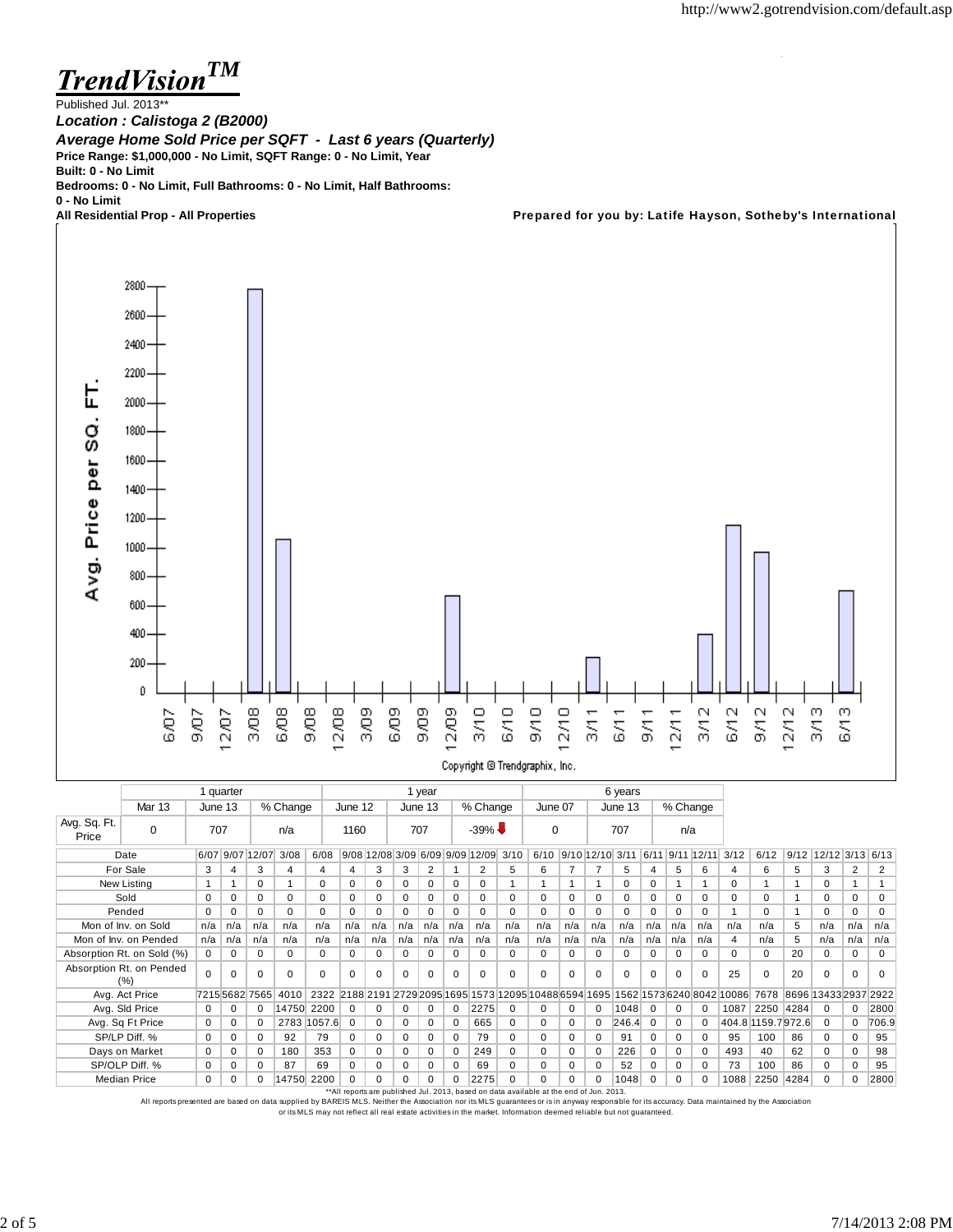# TrendVision™

Published Jul. 2013**

***Location : Calistoga 2 (B2000)***

***Average Home Sold Price per SQFT - Last 6 years (Quarterly)***

**Price Range: $1,000,000 - No Limit, SQFT Range: 0 - No Limit, Year Built: 0 - No Limit**

**Bedrooms: 0 - No Limit, Full Bathrooms: 0 - No Limit, Half Bathrooms: 0 - No Limit**

**All Residential Prop - All Properties**

**Prepared for you by: Latife Hayson, Sotheby's International**

Copyright © Trendgraphix, Inc.

| | 1 quarter | | | 1 year | | | 6 years | | |
|---|---|---|---|---|---|---|---|---|---|
| | Mar 13 | June 13 | % Change | June 12 | June 13 | % Change | June 07 | June 13 | % Change |
| Avg. Sq. Ft. Price | 0 | 707 | n/a | 1160 | 707 | -39% ↓ | 0 | 707 | n/a |

| Date | 6/07 | 9/07 | 12/07 | 3/08 | 6/08 | 9/08 | 12/08 | 3/09 | 6/09 | 9/09 | 12/09 | 3/10 | 6/10 | 9/10 | 12/10 | 3/11 | 6/11 | 9/11 | 12/11 | 3/12 | 6/12 | 9/12 | 12/12 | 3/13 | 6/13 |
|---|---|---|---|---|---|---|---|---|---|---|---|---|---|---|---|---|---|---|---|---|---|---|---|---|---|
| For Sale | 3 | 4 | 3 | 4 | 4 | 4 | 3 | 3 | 2 | 1 | 2 | 5 | 6 | 7 | 7 | 5 | 4 | 5 | 6 | 4 | 6 | 5 | 3 | 2 | 2 |
| New Listing | 1 | 1 | 0 | 1 | 0 | 0 | 0 | 0 | 0 | 0 | 0 | 1 | 1 | 1 | 1 | 0 | 0 | 1 | 1 | 0 | 1 | 1 | 0 | 1 | 1 |
| Sold | 0 | 0 | 0 | 0 | 0 | 0 | 0 | 0 | 0 | 0 | 0 | 0 | 0 | 0 | 0 | 0 | 0 | 0 | 0 | 0 | 0 | 1 | 0 | 0 | 0 |
| Pended | 0 | 0 | 0 | 0 | 0 | 0 | 0 | 0 | 0 | 0 | 0 | 0 | 0 | 0 | 0 | 0 | 0 | 0 | 0 | 1 | 0 | 1 | 0 | 0 | 0 |
| Mon of Inv. on Sold | n/a | n/a | n/a | n/a | n/a | n/a | n/a | n/a | n/a | n/a | n/a | n/a | n/a | n/a | n/a | n/a | n/a | n/a | n/a | n/a | n/a | 5 | n/a | n/a | n/a |
| Mon of Inv. on Pended | n/a | n/a | n/a | n/a | n/a | n/a | n/a | n/a | n/a | n/a | n/a | n/a | n/a | n/a | n/a | n/a | n/a | n/a | n/a | 4 | n/a | 5 | n/a | n/a | n/a |
| Absorption Rt. on Sold (%) | 0 | 0 | 0 | 0 | 0 | 0 | 0 | 0 | 0 | 0 | 0 | 0 | 0 | 0 | 0 | 0 | 0 | 0 | 0 | 0 | 0 | 20 | 0 | 0 | 0 |
| Absorption Rt. on Pended (%) | 0 | 0 | 0 | 0 | 0 | 0 | 0 | 0 | 0 | 0 | 0 | 0 | 0 | 0 | 0 | 0 | 0 | 0 | 0 | 25 | 0 | 20 | 0 | 0 | 0 |
| Avg. Act Price | 7215 | 5682 | 7565 | 4010 | 2322 | 2188 | 2191 | 2729 | 2095 | 1695 | 1573 | 12095 | 10488 | 6594 | 1695 | 1562 | 1573 | 6240 | 8042 | 10086 | 7678 | 8696 | 13433 | 2937 | 2922 |
| Avg. Sld Price | 0 | 0 | 0 | 14750 | 2200 | 0 | 0 | 0 | 0 | 0 | 2275 | 0 | 0 | 0 | 0 | 1048 | 0 | 0 | 0 | 1087 | 2250 | 4284 | 0 | 0 | 2800 |
| Avg. Sq Ft Price | 0 | 0 | 0 | 2783 | 1057.6 | 0 | 0 | 0 | 0 | 0 | 665 | 0 | 0 | 0 | 0 | 246.4 | 0 | 0 | 0 | 404.8 | 1159.7 | 972.6 | 0 | 0 | 706.9 |
| SP/LP Diff. % | 0 | 0 | 0 | 92 | 79 | 0 | 0 | 0 | 0 | 0 | 79 | 0 | 0 | 0 | 0 | 91 | 0 | 0 | 0 | 95 | 100 | 86 | 0 | 0 | 95 |
| Days on Market | 0 | 0 | 0 | 180 | 353 | 0 | 0 | 0 | 0 | 0 | 249 | 0 | 0 | 0 | 0 | 226 | 0 | 0 | 0 | 493 | 40 | 62 | 0 | 0 | 98 |
| SP/OLP Diff. % | 0 | 0 | 0 | 87 | 69 | 0 | 0 | 0 | 0 | 0 | 69 | 0 | 0 | 0 | 0 | 52 | 0 | 0 | 0 | 73 | 100 | 86 | 0 | 0 | 95 |
| Median Price | 0 | 0 | 0 | 14750 | 2200 | 0 | 0 | 0 | 0 | 0 | 2275 | 0 | 0 | 0 | 0 | 1048 | 0 | 0 | 0 | 1088 | 2250 | 4284 | 0 | 0 | 2800 |

**All reports are published Jul. 2013, based on data available at the end of Jun. 2013.

All reports presented are based on data supplied by BAREIS MLS. Neither the Association nor its MLS guarantees or is in anyway responsible for its accuracy. Data maintained by the Association or its MLS may not reflect all real estate activities in the market. Information deemed reliable but not guaranteed.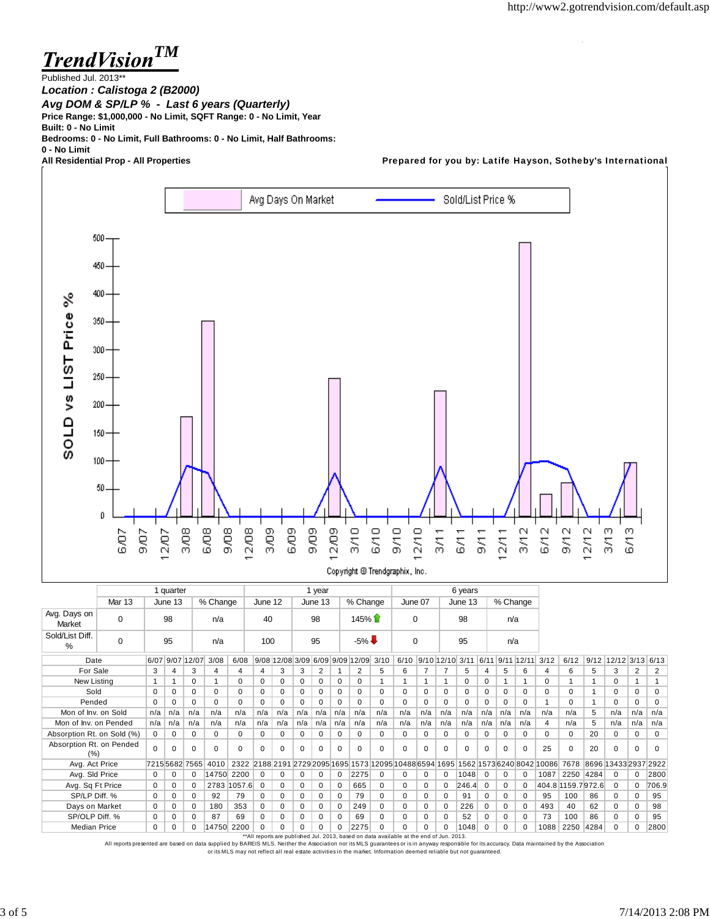# *TrendVision™*

Published Jul. 2013**

***Location : Calistoga 2 (B2000)***

***Avg DOM & SP/LP % - Last 6 years (Quarterly)***

**Price Range: $1,000,000 - No Limit, SQFT Range: 0 - No Limit, Year Built: 0 - No Limit**

**Bedrooms: 0 - No Limit, Full Bathrooms: 0 - No Limit, Half Bathrooms: 0 - No Limit**

**All Residential Prop - All Properties**

**Prepared for you by: Latife Hayson, Sotheby's International**

Copyright © Trendgraphix, Inc.

| | 1 quarter | | | 1 year | | | 6 years | | |
|---|---|---|---|---|---|---|---|---|---|
| | Mar 13 | June 13 | % Change | June 12 | June 13 | % Change | June 07 | June 13 | % Change |
| Avg. Days on Market | 0 | 98 | n/a | 40 | 98 | 145% ↑ | 0 | 98 | n/a |
| Sold/List Diff. % | 0 | 95 | n/a | 100 | 95 | -5% ↓ | 0 | 95 | n/a |

| Date | 6/07 | 9/07 | 12/07 | 3/08 | 6/08 | 9/08 | 12/08 | 3/09 | 6/09 | 9/09 | 12/09 | 3/10 | 6/10 | 9/10 | 12/10 | 3/11 | 6/11 | 9/11 | 12/11 | 3/12 | 6/12 | 9/12 | 12/12 | 3/13 | 6/13 |
|---|---|---|---|---|---|---|---|---|---|---|---|---|---|---|---|---|---|---|---|---|---|---|---|---|---|
| For Sale | 3 | 4 | 3 | 4 | 4 | 4 | 3 | 3 | 2 | 1 | 2 | 5 | 6 | 7 | 7 | 5 | 4 | 5 | 6 | 4 | 6 | 5 | 3 | 2 | 2 |
| New Listing | 1 | 1 | 0 | 1 | 0 | 0 | 0 | 0 | 0 | 0 | 0 | 1 | 1 | 1 | 1 | 0 | 0 | 1 | 1 | 0 | 1 | 1 | 0 | 1 | 1 |
| Sold | 0 | 0 | 0 | 0 | 0 | 0 | 0 | 0 | 0 | 0 | 0 | 0 | 0 | 0 | 0 | 0 | 0 | 0 | 0 | 0 | 0 | 1 | 0 | 0 | 0 |
| Pended | 0 | 0 | 0 | 0 | 0 | 0 | 0 | 0 | 0 | 0 | 0 | 0 | 0 | 0 | 0 | 0 | 0 | 0 | 0 | 1 | 0 | 1 | 0 | 0 | 0 |
| Mon of Inv. on Sold | n/a | n/a | n/a | n/a | n/a | n/a | n/a | n/a | n/a | n/a | n/a | n/a | n/a | n/a | n/a | n/a | n/a | n/a | n/a | n/a | n/a | 5 | n/a | n/a | n/a |
| Mon of Inv. on Pended | n/a | n/a | n/a | n/a | n/a | n/a | n/a | n/a | n/a | n/a | n/a | n/a | n/a | n/a | n/a | n/a | n/a | n/a | n/a | 4 | n/a | 5 | n/a | n/a | n/a |
| Absorption Rt. on Sold (%) | 0 | 0 | 0 | 0 | 0 | 0 | 0 | 0 | 0 | 0 | 0 | 0 | 0 | 0 | 0 | 0 | 0 | 0 | 0 | 0 | 0 | 20 | 0 | 0 | 0 |
| Absorption Rt. on Pended (%) | 0 | 0 | 0 | 0 | 0 | 0 | 0 | 0 | 0 | 0 | 0 | 0 | 0 | 0 | 0 | 0 | 0 | 0 | 0 | 25 | 0 | 20 | 0 | 0 | 0 |
| Avg. Act Price | 7215 | 5682 | 7565 | 4010 | 2322 | 2188 | 2191 | 2729 | 2095 | 1695 | 1573 | 12095 | 10488 | 6594 | 1695 | 1562 | 1573 | 6240 | 8042 | 10086 | 7678 | 8696 | 13433 | 2937 | 2922 |
| Avg. Sld Price | 0 | 0 | 0 | 14750 | 2200 | 0 | 0 | 0 | 0 | 0 | 2275 | 0 | 0 | 0 | 0 | 1048 | 0 | 0 | 0 | 1087 | 2250 | 4284 | 0 | 0 | 2800 |
| Avg. Sq Ft Price | 0 | 0 | 0 | 2783 | 1057.6 | 0 | 0 | 0 | 0 | 0 | 665 | 0 | 0 | 0 | 0 | 246.4 | 0 | 0 | 0 | 404.8 | 1159.7 | 972.6 | 0 | 0 | 706.9 |
| SP/LP Diff. % | 0 | 0 | 0 | 92 | 79 | 0 | 0 | 0 | 0 | 0 | 79 | 0 | 0 | 0 | 0 | 91 | 0 | 0 | 0 | 95 | 100 | 86 | 0 | 0 | 95 |
| Days on Market | 0 | 0 | 0 | 180 | 353 | 0 | 0 | 0 | 0 | 0 | 249 | 0 | 0 | 0 | 0 | 226 | 0 | 0 | 0 | 493 | 40 | 62 | 0 | 0 | 98 |
| SP/OLP Diff. % | 0 | 0 | 0 | 87 | 69 | 0 | 0 | 0 | 0 | 0 | 69 | 0 | 0 | 0 | 0 | 52 | 0 | 0 | 0 | 73 | 100 | 86 | 0 | 0 | 95 |
| Median Price | 0 | 0 | 0 | 14750 | 2200 | 0 | 0 | 0 | 0 | 0 | 2275 | 0 | 0 | 0 | 0 | 1048 | 0 | 0 | 0 | 1088 | 2250 | 4284 | 0 | 0 | 2800 |

**All reports are published Jul. 2013, based on data available at the end of Jun. 2013.

All reports presented are based on data supplied by BAREIS MLS. Neither the Association nor its MLS guarantees or is in anyway responsible for its accuracy. Data maintained by the Association or its MLS may not reflect all real estate activities in the market. Information deemed reliable but not guaranteed.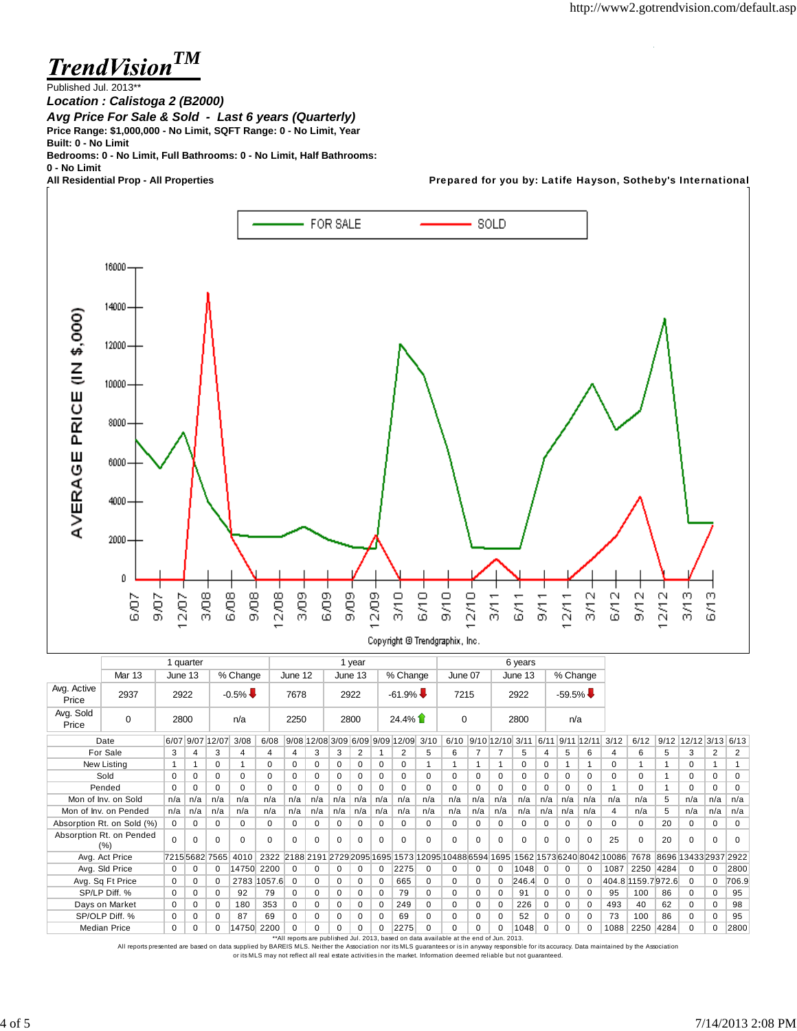# *TrendVision*™

Published Jul. 2013**

***Location : Calistoga 2 (B2000)***

***Avg Price For Sale & Sold - Last 6 years (Quarterly)***

**Price Range: $1,000,000 - No Limit, SQFT Range: 0 - No Limit, Year Built: 0 - No Limit**

**Bedrooms: 0 - No Limit, Full Bathrooms: 0 - No Limit, Half Bathrooms: 0 - No Limit**

**All Residential Prop - All Properties**

**Prepared for you by: Latife Hayson, Sotheby's International**

FOR SALE — SOLD

AVERAGE PRICE (IN $,000)

Copyright © Trendgraphix, Inc.

| | 1 quarter | | | 1 year | | | 6 years | | |
|---|---|---|---|---|---|---|---|---|---|
| | Mar 13 | June 13 | % Change | June 12 | June 13 | % Change | June 07 | June 13 | % Change |
| Avg. Active Price | 2937 | 2922 | -0.5% ↓ | 7678 | 2922 | -61.9% ↓ | 7215 | 2922 | -59.5% ↓ |
| Avg. Sold Price | 0 | 2800 | n/a | 2250 | 2800 | 24.4% ↑ | 0 | 2800 | n/a |

| Date | 6/07 | 9/07 | 12/07 | 3/08 | 6/08 | 9/08 | 12/08 | 3/09 | 6/09 | 9/09 | 12/09 | 3/10 | 6/10 | 9/10 | 12/10 | 3/11 | 6/11 | 9/11 | 12/11 | 3/12 | 6/12 | 9/12 | 12/12 | 3/13 | 6/13 |
|---|---|---|---|---|---|---|---|---|---|---|---|---|---|---|---|---|---|---|---|---|---|---|---|---|---|
| For Sale | 3 | 4 | 3 | 4 | 4 | 4 | 3 | 3 | 2 | 1 | 2 | 5 | 6 | 7 | 7 | 5 | 4 | 5 | 6 | 4 | 6 | 5 | 3 | 2 | 2 |
| New Listing | 1 | 1 | 0 | 1 | 0 | 0 | 0 | 0 | 0 | 0 | 0 | 1 | 1 | 1 | 1 | 0 | 0 | 1 | 1 | 0 | 1 | 1 | 0 | 1 | 1 |
| Sold | 0 | 0 | 0 | 0 | 0 | 0 | 0 | 0 | 0 | 0 | 0 | 0 | 0 | 0 | 0 | 0 | 0 | 0 | 0 | 0 | 0 | 1 | 0 | 0 | 0 |
| Pended | 0 | 0 | 0 | 0 | 0 | 0 | 0 | 0 | 0 | 0 | 0 | 0 | 0 | 0 | 0 | 0 | 0 | 0 | 0 | 1 | 0 | 1 | 0 | 0 | 0 |
| Mon of Inv. on Sold | n/a | n/a | n/a | n/a | n/a | n/a | n/a | n/a | n/a | n/a | n/a | n/a | n/a | n/a | n/a | n/a | n/a | n/a | n/a | n/a | n/a | 5 | n/a | n/a | n/a |
| Mon of Inv. on Pended | n/a | n/a | n/a | n/a | n/a | n/a | n/a | n/a | n/a | n/a | n/a | n/a | n/a | n/a | n/a | n/a | n/a | n/a | n/a | 4 | n/a | 5 | n/a | n/a | n/a |
| Absorption Rt. on Sold (%) | 0 | 0 | 0 | 0 | 0 | 0 | 0 | 0 | 0 | 0 | 0 | 0 | 0 | 0 | 0 | 0 | 0 | 0 | 0 | 0 | 0 | 20 | 0 | 0 | 0 |
| Absorption Rt. on Pended (%) | 0 | 0 | 0 | 0 | 0 | 0 | 0 | 0 | 0 | 0 | 0 | 0 | 0 | 0 | 0 | 0 | 0 | 0 | 0 | 25 | 0 | 20 | 0 | 0 | 0 |
| Avg. Act Price | 7215 | 5682 | 7565 | 4010 | 2322 | 2188 | 2191 | 2729 | 2095 | 1695 | 1573 | 12095 | 10488 | 6594 | 1695 | 1562 | 1573 | 6240 | 8042 | 10086 | 7678 | 8696 | 13433 | 2937 | 2922 |
| Avg. Sld Price | 0 | 0 | 0 | 14750 | 2200 | 0 | 0 | 0 | 0 | 0 | 2275 | 0 | 0 | 0 | 0 | 1048 | 0 | 0 | 0 | 1087 | 2250 | 4284 | 0 | 0 | 2800 |
| Avg. Sq Ft Price | 0 | 0 | 0 | 2783 | 1057.6 | 0 | 0 | 0 | 0 | 0 | 665 | 0 | 0 | 0 | 0 | 246.4 | 0 | 0 | 0 | 404.8 | 1159.7 | 972.6 | 0 | 0 | 706.9 |
| SP/LP Diff. % | 0 | 0 | 0 | 92 | 79 | 0 | 0 | 0 | 0 | 0 | 79 | 0 | 0 | 0 | 0 | 91 | 0 | 0 | 0 | 95 | 100 | 86 | 0 | 0 | 95 |
| Days on Market | 0 | 0 | 0 | 180 | 353 | 0 | 0 | 0 | 0 | 0 | 249 | 0 | 0 | 0 | 0 | 226 | 0 | 0 | 0 | 493 | 40 | 62 | 0 | 0 | 98 |
| SP/OLP Diff. % | 0 | 0 | 0 | 87 | 69 | 0 | 0 | 0 | 0 | 0 | 69 | 0 | 0 | 0 | 0 | 52 | 0 | 0 | 0 | 73 | 100 | 86 | 0 | 0 | 95 |
| Median Price | 0 | 0 | 0 | 14750 | 2200 | 0 | 0 | 0 | 0 | 0 | 2275 | 0 | 0 | 0 | 0 | 1048 | 0 | 0 | 0 | 1088 | 2250 | 4284 | 0 | 0 | 2800 |

**All reports are published Jul. 2013, based on data available at the end of Jun. 2013.

All reports presented are based on data supplied by BAREIS MLS. Neither the Association nor its MLS guarantees or is in anyway responsible for its accuracy. Data maintained by the Association or its MLS may not reflect all real estate activities in the market. Information deemed reliable but not guaranteed.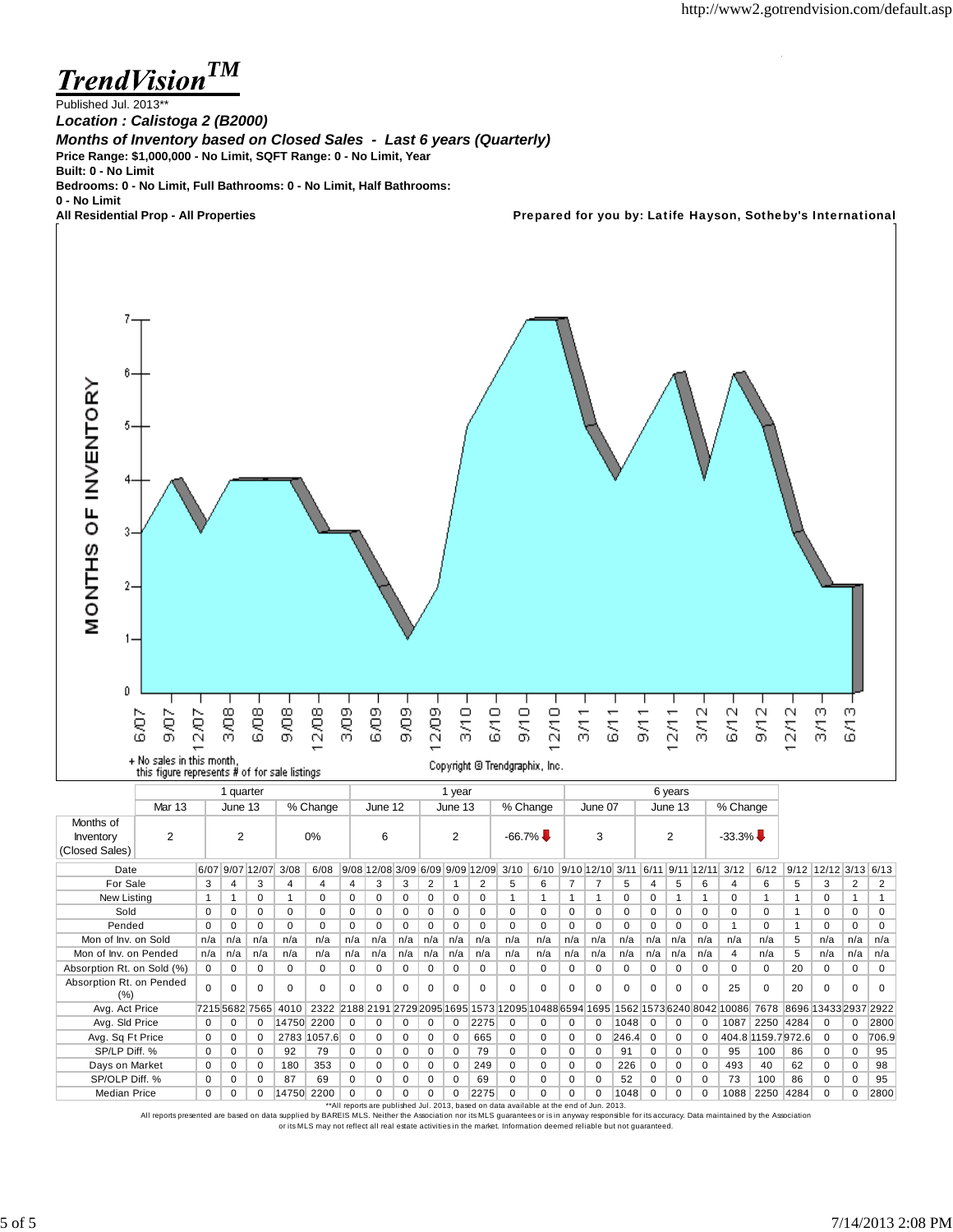# TrendVision™

Published Jul. 2013**

***Location : Calistoga 2 (B2000)***

***Months of Inventory based on Closed Sales - Last 6 years (Quarterly)***

**Price Range: $1,000,000 - No Limit, SQFT Range: 0 - No Limit, Year Built: 0 - No Limit**

**Bedrooms: 0 - No Limit, Full Bathrooms: 0 - No Limit, Half Bathrooms: 0 - No Limit**

**All Residential Prop - All Properties**

**Prepared for you by: Latife Hayson, Sotheby's International**

MONTHS OF INVENTORY

7
6
5
4
3
2
1
0

6/07 9/07 12/07 3/08 6/08 9/08 12/08 3/09 6/09 9/09 12/09 3/10 6/10 9/10 12/10 3/11 6/11 9/11 12/11 3/12 6/12 9/12 12/12 3/13 6/13

+ No sales in this month, this figure represents # of for sale listings

Copyright © Trendgraphix, Inc.

| | 1 quarter | | | 1 year | | | 6 years | | |
|---|---|---|---|---|---|---|---|---|---|
| | Mar 13 | June 13 | % Change | June 12 | June 13 | % Change | June 07 | June 13 | % Change |
| Months of Inventory (Closed Sales) | 2 | 2 | 0% | 6 | 2 | -66.7% ↓ | 3 | 2 | -33.3% ↓ |

| Date | 6/07 | 9/07 | 12/07 | 3/08 | 6/08 | 9/08 | 12/08 | 3/09 | 6/09 | 9/09 | 12/09 | 3/10 | 6/10 | 9/10 | 12/10 | 3/11 | 6/11 | 9/11 | 12/11 | 3/12 | 6/12 | 9/12 | 12/12 | 3/13 | 6/13 |
|---|---|---|---|---|---|---|---|---|---|---|---|---|---|---|---|---|---|---|---|---|---|---|---|---|---|
| For Sale | 3 | 4 | 3 | 4 | 4 | 4 | 3 | 3 | 2 | 1 | 2 | 5 | 6 | 7 | 7 | 5 | 4 | 5 | 6 | 4 | 6 | 5 | 3 | 2 | 2 |
| New Listing | 1 | 1 | 0 | 1 | 0 | 0 | 0 | 0 | 0 | 0 | 0 | 1 | 1 | 1 | 1 | 0 | 0 | 1 | 1 | 0 | 1 | 1 | 0 | 1 | 1 |
| Sold | 0 | 0 | 0 | 0 | 0 | 0 | 0 | 0 | 0 | 0 | 0 | 0 | 0 | 0 | 0 | 0 | 0 | 0 | 0 | 0 | 0 | 1 | 0 | 0 | 0 |
| Pended | 0 | 0 | 0 | 0 | 0 | 0 | 0 | 0 | 0 | 0 | 0 | 0 | 0 | 0 | 0 | 0 | 0 | 0 | 0 | 1 | 0 | 1 | 0 | 0 | 0 |
| Mon of Inv. on Sold | n/a | n/a | n/a | n/a | n/a | n/a | n/a | n/a | n/a | n/a | n/a | n/a | n/a | n/a | n/a | n/a | n/a | n/a | n/a | n/a | n/a | 5 | n/a | n/a | n/a |
| Mon of Inv. on Pended | n/a | n/a | n/a | n/a | n/a | n/a | n/a | n/a | n/a | n/a | n/a | n/a | n/a | n/a | n/a | n/a | n/a | n/a | n/a | 4 | n/a | 5 | n/a | n/a | n/a |
| Absorption Rt. on Sold (%) | 0 | 0 | 0 | 0 | 0 | 0 | 0 | 0 | 0 | 0 | 0 | 0 | 0 | 0 | 0 | 0 | 0 | 0 | 0 | 0 | 0 | 20 | 0 | 0 | 0 |
| Absorption Rt. on Pended (%) | 0 | 0 | 0 | 0 | 0 | 0 | 0 | 0 | 0 | 0 | 0 | 0 | 0 | 0 | 0 | 0 | 0 | 0 | 0 | 25 | 0 | 20 | 0 | 0 | 0 |
| Avg. Act Price | 7215 | 5682 | 7565 | 4010 | 2322 | 2188 | 2191 | 2729 | 2095 | 1695 | 1573 | 12095 | 10488 | 6594 | 1695 | 1562 | 1573 | 6240 | 8042 | 10086 | 7678 | 8696 | 13433 | 2937 | 2922 |
| Avg. Sld Price | 0 | 0 | 0 | 14750 | 2200 | 0 | 0 | 0 | 0 | 0 | 2275 | 0 | 0 | 0 | 0 | 1048 | 0 | 0 | 0 | 1087 | 2250 | 4284 | 0 | 0 | 2800 |
| Avg. Sq Ft Price | 0 | 0 | 0 | 2783 | 1057.6 | 0 | 0 | 0 | 0 | 0 | 665 | 0 | 0 | 0 | 0 | 246.4 | 0 | 0 | 0 | 404.8 | 1159.7 | 972.6 | 0 | 0 | 706.9 |
| SP/LP Diff. % | 0 | 0 | 0 | 92 | 79 | 0 | 0 | 0 | 0 | 0 | 79 | 0 | 0 | 0 | 0 | 91 | 0 | 0 | 0 | 95 | 100 | 86 | 0 | 0 | 95 |
| Days on Market | 0 | 0 | 0 | 180 | 353 | 0 | 0 | 0 | 0 | 0 | 249 | 0 | 0 | 0 | 0 | 226 | 0 | 0 | 0 | 493 | 40 | 62 | 0 | 0 | 98 |
| SP/OLP Diff. % | 0 | 0 | 0 | 87 | 69 | 0 | 0 | 0 | 0 | 0 | 69 | 0 | 0 | 0 | 0 | 52 | 0 | 0 | 0 | 73 | 100 | 86 | 0 | 0 | 95 |
| Median Price | 0 | 0 | 0 | 14750 | 2200 | 0 | 0 | 0 | 0 | 0 | 2275 | 0 | 0 | 0 | 0 | 1048 | 0 | 0 | 0 | 1088 | 2250 | 4284 | 0 | 0 | 2800 |

**All reports are published Jul. 2013, based on data available at the end of Jun. 2013.

All reports presented are based on data supplied by BAREIS MLS. Neither the Association nor its MLS guarantees or is in anyway responsible for its accuracy. Data maintained by the Association or its MLS may not reflect all real estate activities in the market. Information deemed reliable but not guaranteed.